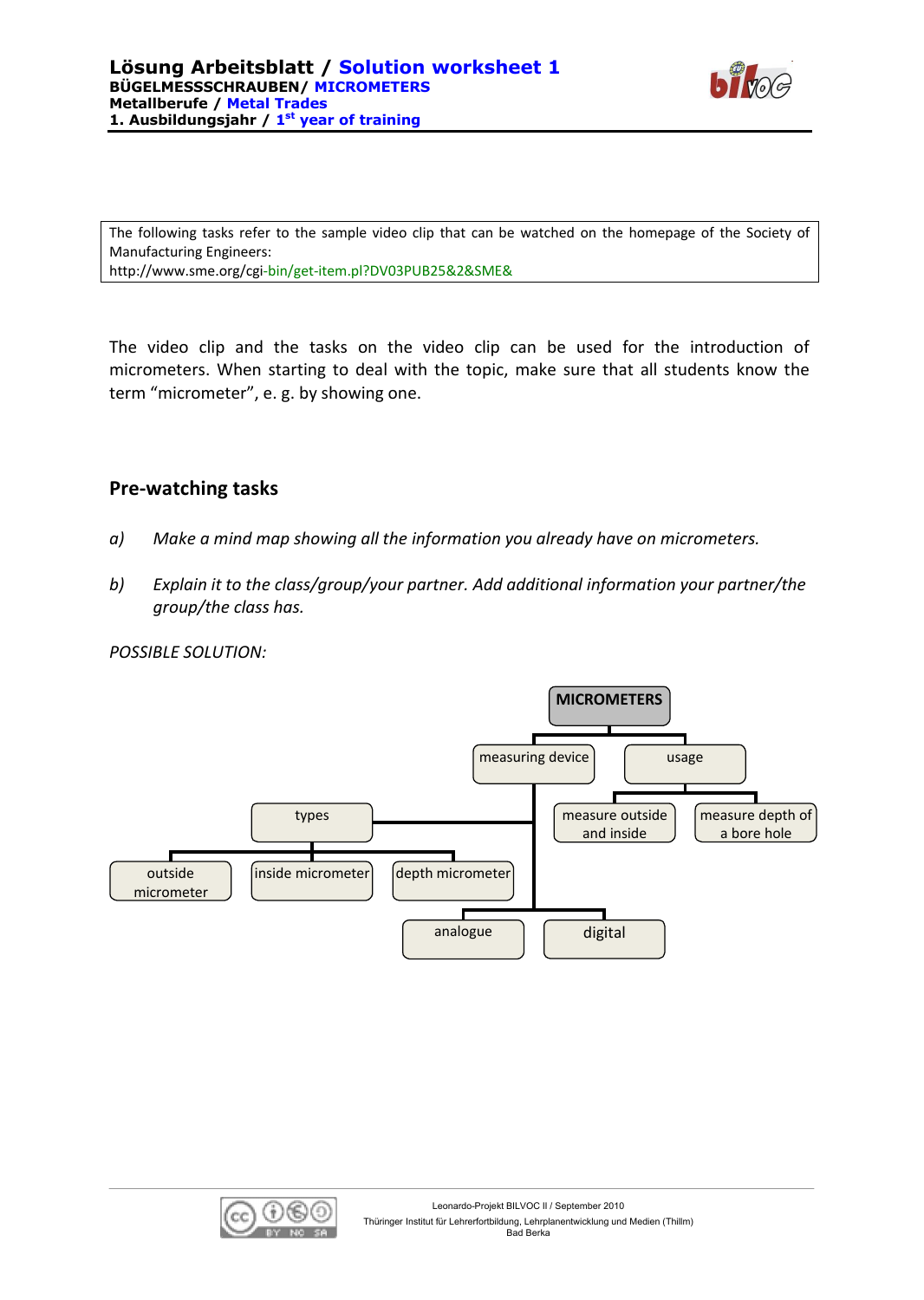# Lösung Arbeitsblatt / Solution worksheet 1

**BÜGELMESSSCHRAUBEN/ MICROMETERS**
**Metallberufe / Metal Trades**
**1. Ausbildungsjahr / 1st year of training**

| The following tasks refer to the sample video clip that can be watched on the homepage of the Society of Manufacturing Engineers: http://www.sme.org/cgi-bin/get-item.pl?DV03PUB25&2&SME& |
|---|

The video clip and the tasks on the video clip can be used for the introduction of micrometers. When starting to deal with the topic, make sure that all students know the term "micrometer", e. g. by showing one.

## Pre-watching tasks

*a) Make a mind map showing all the information you already have on micrometers.*

*b) Explain it to the class/group/your partner. Add additional information your partner/the group/the class has.*

*POSSIBLE SOLUTION:*

- **MICROMETERS**
  - measuring device
    - types
      - outside micrometer
      - inside micrometer
      - depth micrometer
    - analogue
    - digital
  - usage
    - measure outside and inside
    - measure depth of a bore hole

Leonardo-Projekt BILVOC II / September 2010
Thüringer Institut für Lehrerfortbildung, Lehrplanentwicklung und Medien (Thillm)
Bad Berka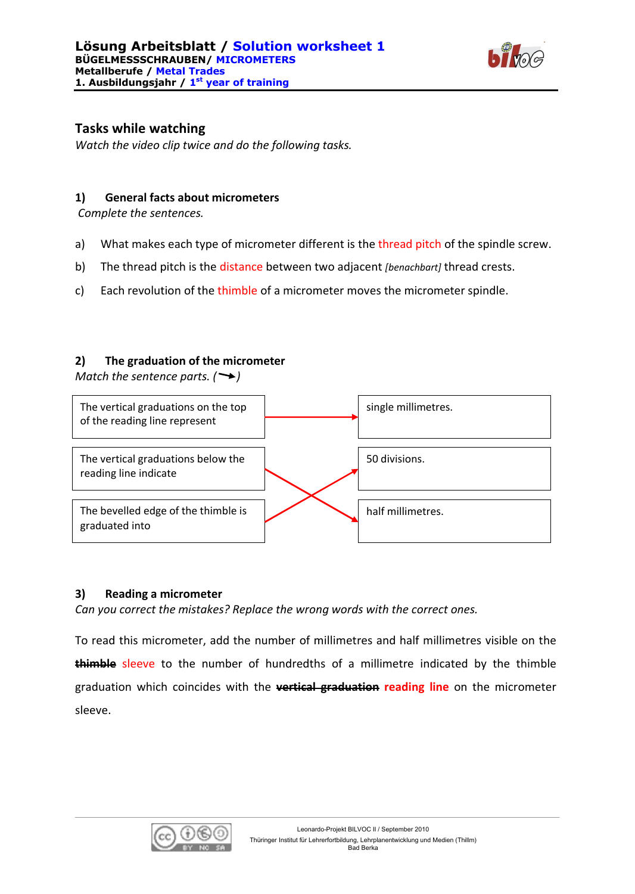**Lösung Arbeitsblatt / Solution worksheet 1**
**BÜGELMESSSCHRAUBEN / MICROMETERS**
**Metallberufe / Metal Trades**
**1. Ausbildungsjahr / 1st year of training**

## Tasks while watching

*Watch the video clip twice and do the following tasks.*

### 1) General facts about micrometers

*Complete the sentences.*

a) What makes each type of micrometer different is the thread pitch of the spindle screw.

b) The thread pitch is the distance between two adjacent *[benachbart]* thread crests.

c) Each revolution of the thimble of a micrometer moves the micrometer spindle.

### 2) The graduation of the micrometer

*Match the sentence parts. (→)*

| | |
|---|---|
| The vertical graduations on the top of the reading line represent | single millimetres. |
| The vertical graduations below the reading line indicate | half millimetres. |
| The bevelled edge of the thimble is graduated into | 50 divisions. |

### 3) Reading a micrometer

*Can you correct the mistakes? Replace the wrong words with the correct ones.*

To read this micrometer, add the number of millimetres and half millimetres visible on the ~~**thimble**~~ sleeve to the number of hundredths of a millimetre indicated by the thimble graduation which coincides with the ~~**vertical graduation**~~ **reading line** on the micrometer sleeve.

Leonardo-Projekt BILVOC II / September 2010
Thüringer Institut für Lehrerfortbildung, Lehrplanentwicklung und Medien (Thillm)
Bad Berka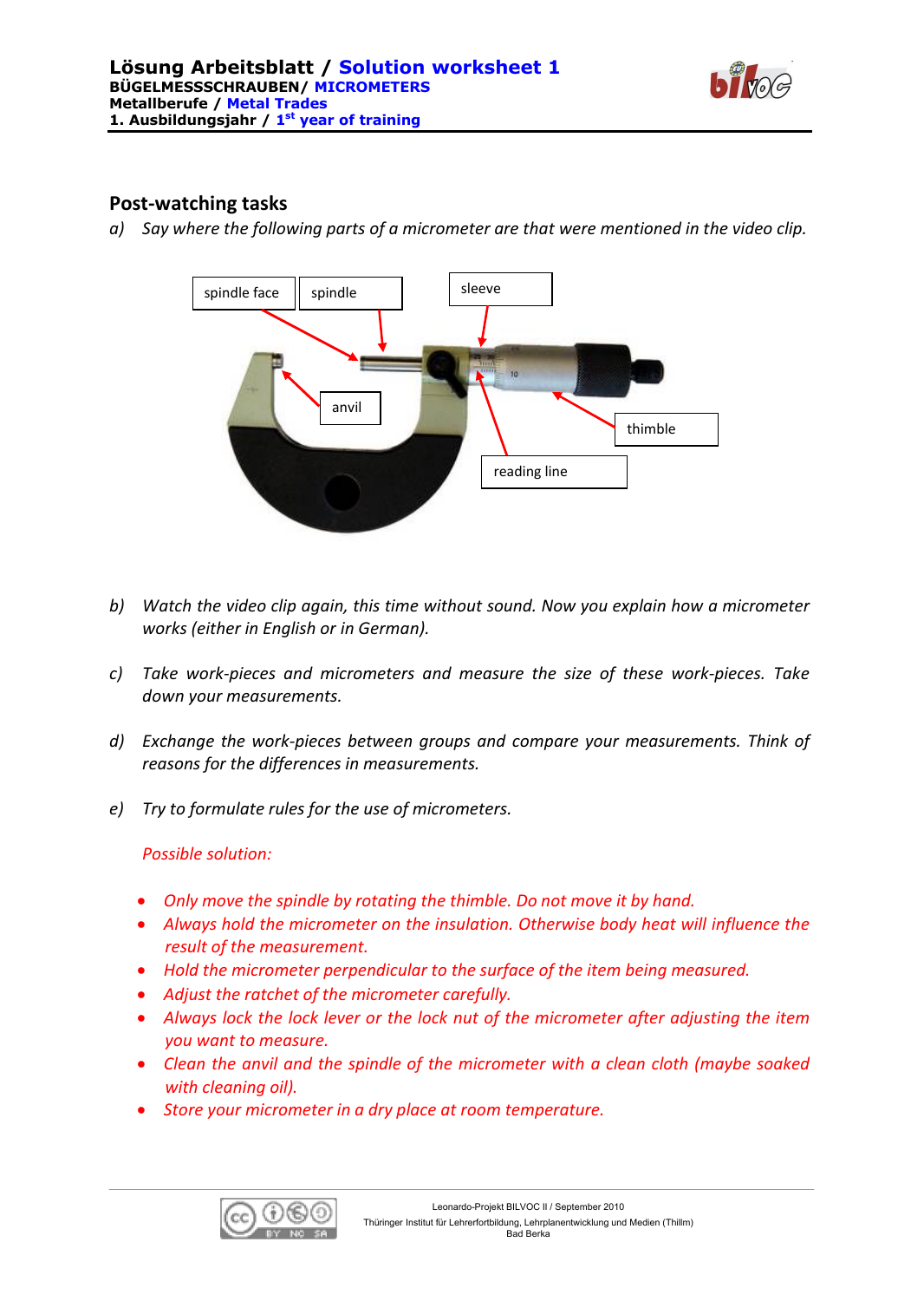# Lösung Arbeitsblatt / Solution worksheet 1

**BÜGELMESSSCHRAUBEN/ MICROMETERS**
**Metallberufe / Metal Trades**
**1. Ausbildungsjahr / 1st year of training**

## Post-watching tasks

*a) Say where the following parts of a micrometer are that were mentioned in the video clip.*

spindle face

spindle

sleeve

anvil

thimble

reading line

*b) Watch the video clip again, this time without sound. Now you explain how a micrometer works (either in English or in German).*

*c) Take work-pieces and micrometers and measure the size of these work-pieces. Take down your measurements.*

*d) Exchange the work-pieces between groups and compare your measurements. Think of reasons for the differences in measurements.*

*e) Try to formulate rules for the use of micrometers.*

*Possible solution:*

- *Only move the spindle by rotating the thimble. Do not move it by hand.*
- *Always hold the micrometer on the insulation. Otherwise body heat will influence the result of the measurement.*
- *Hold the micrometer perpendicular to the surface of the item being measured.*
- *Adjust the ratchet of the micrometer carefully.*
- *Always lock the lock lever or the lock nut of the micrometer after adjusting the item you want to measure.*
- *Clean the anvil and the spindle of the micrometer with a clean cloth (maybe soaked with cleaning oil).*
- *Store your micrometer in a dry place at room temperature.*

Leonardo-Projekt BILVOC II / September 2010
Thüringer Institut für Lehrerfortbildung, Lehrplanentwicklung und Medien (Thillm)
Bad Berka